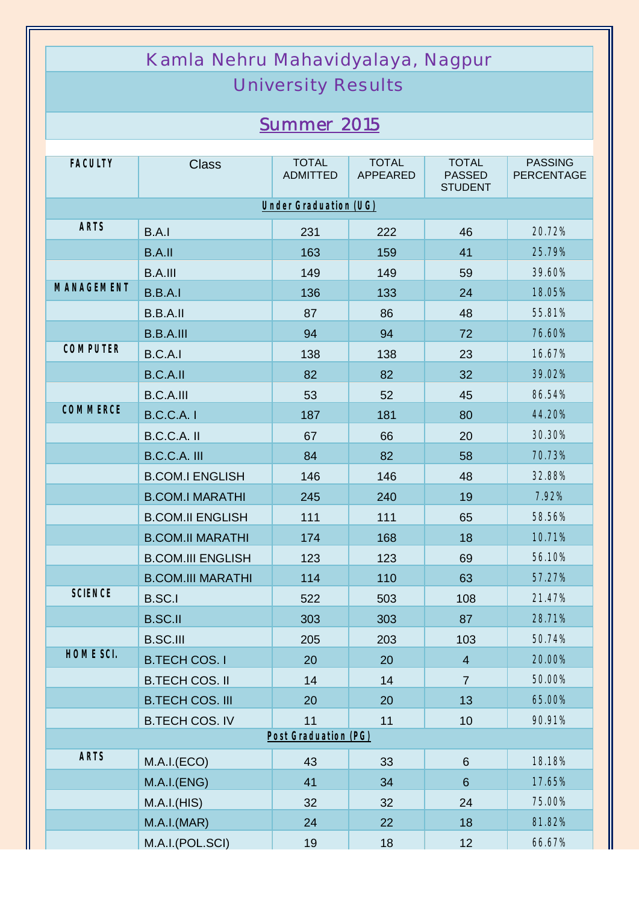# Kamla Nehru Mahavidyalaya, Nagpur

## University Results

## Summer 2015

| FACULTY | Class | TOTAL ADMITTED | TOTAL APPEARED | TOTAL PASSED STUDENT | PASSING PERCENTAGE |
|---|---|---|---|---|---|
| **Under Graduation (UG)** | | | | | |
| ARTS | B.A.I | 231 | 222 | 46 | 20.72% |
| | B.A.II | 163 | 159 | 41 | 25.79% |
| | B.A.III | 149 | 149 | 59 | 39.60% |
| MANAGEMENT | B.B.A.I | 136 | 133 | 24 | 18.05% |
| | B.B.A.II | 87 | 86 | 48 | 55.81% |
| | B.B.A.III | 94 | 94 | 72 | 76.60% |
| COMPUTER | B.C.A.I | 138 | 138 | 23 | 16.67% |
| | B.C.A.II | 82 | 82 | 32 | 39.02% |
| | B.C.A.III | 53 | 52 | 45 | 86.54% |
| COMMERCE | B.C.C.A. I | 187 | 181 | 80 | 44.20% |
| | B.C.C.A. II | 67 | 66 | 20 | 30.30% |
| | B.C.C.A. III | 84 | 82 | 58 | 70.73% |
| | B.COM.I ENGLISH | 146 | 146 | 48 | 32.88% |
| | B.COM.I MARATHI | 245 | 240 | 19 | 7.92% |
| | B.COM.II ENGLISH | 111 | 111 | 65 | 58.56% |
| | B.COM.II MARATHI | 174 | 168 | 18 | 10.71% |
| | B.COM.III ENGLISH | 123 | 123 | 69 | 56.10% |
| | B.COM.III MARATHI | 114 | 110 | 63 | 57.27% |
| SCIENCE | B.SC.I | 522 | 503 | 108 | 21.47% |
| | B.SC.II | 303 | 303 | 87 | 28.71% |
| | B.SC.III | 205 | 203 | 103 | 50.74% |
| HOME SCI. | B.TECH COS. I | 20 | 20 | 4 | 20.00% |
| | B.TECH COS. II | 14 | 14 | 7 | 50.00% |
| | B.TECH COS. III | 20 | 20 | 13 | 65.00% |
| | B.TECH COS. IV | 11 | 11 | 10 | 90.91% |
| **Post Graduation (PG)** | | | | | |
| ARTS | M.A.I.(ECO) | 43 | 33 | 6 | 18.18% |
| | M.A.I.(ENG) | 41 | 34 | 6 | 17.65% |
| | M.A.I.(HIS) | 32 | 32 | 24 | 75.00% |
| | M.A.I.(MAR) | 24 | 22 | 18 | 81.82% |
| | M.A.I.(POL.SCI) | 19 | 18 | 12 | 66.67% |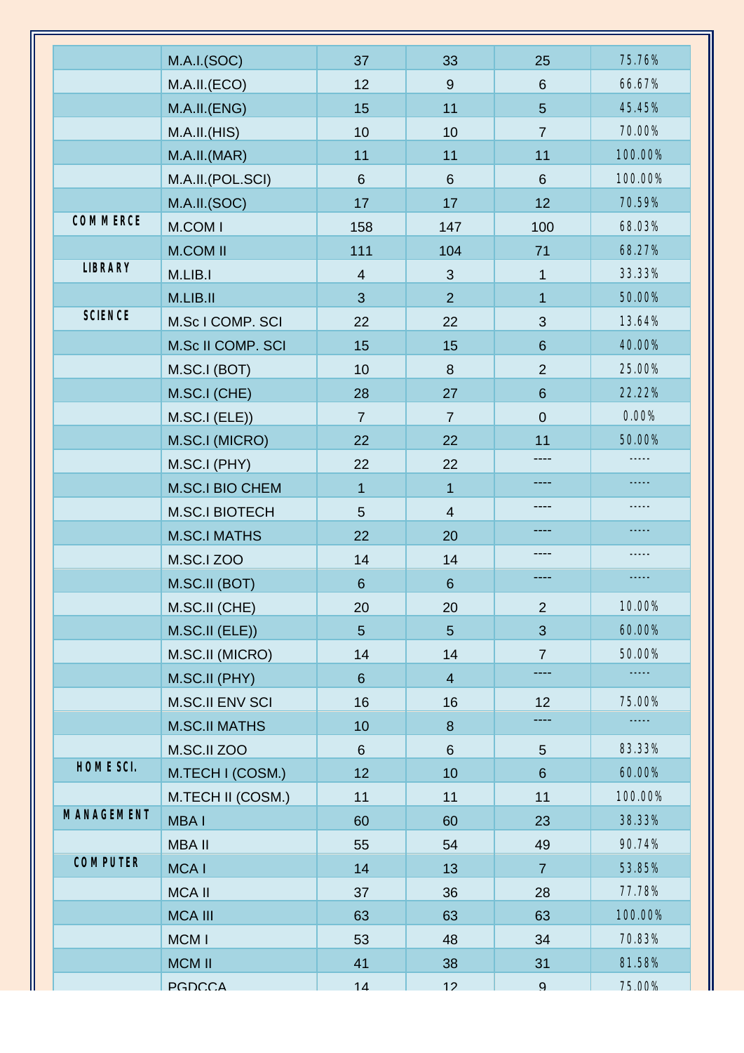| | | | | | |
|---|---|---|---|---|---|
| | M.A.I.(SOC) | 37 | 33 | 25 | 75.76% |
| | M.A.II.(ECO) | 12 | 9 | 6 | 66.67% |
| | M.A.II.(ENG) | 15 | 11 | 5 | 45.45% |
| | M.A.II.(HIS) | 10 | 10 | 7 | 70.00% |
| | M.A.II.(MAR) | 11 | 11 | 11 | 100.00% |
| | M.A.II.(POL.SCI) | 6 | 6 | 6 | 100.00% |
| | M.A.II.(SOC) | 17 | 17 | 12 | 70.59% |
| COMMERCE | M.COM I | 158 | 147 | 100 | 68.03% |
| | M.COM II | 111 | 104 | 71 | 68.27% |
| LIBRARY | M.LIB.I | 4 | 3 | 1 | 33.33% |
| | M.LIB.II | 3 | 2 | 1 | 50.00% |
| SCIENCE | M.Sc I COMP. SCI | 22 | 22 | 3 | 13.64% |
| | M.Sc II COMP. SCI | 15 | 15 | 6 | 40.00% |
| | M.SC.I (BOT) | 10 | 8 | 2 | 25.00% |
| | M.SC.I (CHE) | 28 | 27 | 6 | 22.22% |
| | M.SC.I (ELE)) | 7 | 7 | 0 | 0.00% |
| | M.SC.I (MICRO) | 22 | 22 | 11 | 50.00% |
| | M.SC.I (PHY) | 22 | 22 | ---- | ----- |
| | M.SC.I BIO CHEM | 1 | 1 | ---- | ----- |
| | M.SC.I BIOTECH | 5 | 4 | ---- | ----- |
| | M.SC.I MATHS | 22 | 20 | ---- | ----- |
| | M.SC.I ZOO | 14 | 14 | ---- | ----- |
| | M.SC.II (BOT) | 6 | 6 | ---- | ----- |
| | M.SC.II (CHE) | 20 | 20 | 2 | 10.00% |
| | M.SC.II (ELE)) | 5 | 5 | 3 | 60.00% |
| | M.SC.II (MICRO) | 14 | 14 | 7 | 50.00% |
| | M.SC.II (PHY) | 6 | 4 | ---- | ----- |
| | M.SC.II ENV SCI | 16 | 16 | 12 | 75.00% |
| | M.SC.II MATHS | 10 | 8 | ---- | ----- |
| | M.SC.II ZOO | 6 | 6 | 5 | 83.33% |
| HOME SCI. | M.TECH I (COSM.) | 12 | 10 | 6 | 60.00% |
| | M.TECH II (COSM.) | 11 | 11 | 11 | 100.00% |
| MANAGEMENT | MBA I | 60 | 60 | 23 | 38.33% |
| | MBA II | 55 | 54 | 49 | 90.74% |
| COMPUTER | MCA I | 14 | 13 | 7 | 53.85% |
| | MCA II | 37 | 36 | 28 | 77.78% |
| | MCA III | 63 | 63 | 63 | 100.00% |
| | MCM I | 53 | 48 | 34 | 70.83% |
| | MCM II | 41 | 38 | 31 | 81.58% |
| | PGDCCA | 14 | 12 | 9 | 75.00% |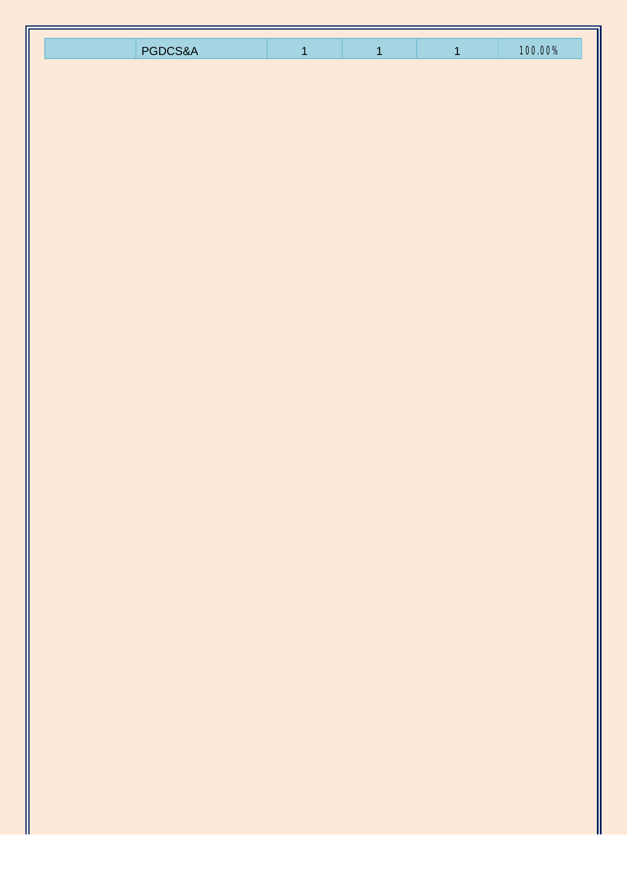| | | | | | |
|---|---|---|---|---|---|
| | PGDCS&A | 1 | 1 | 1 | 100.00% |